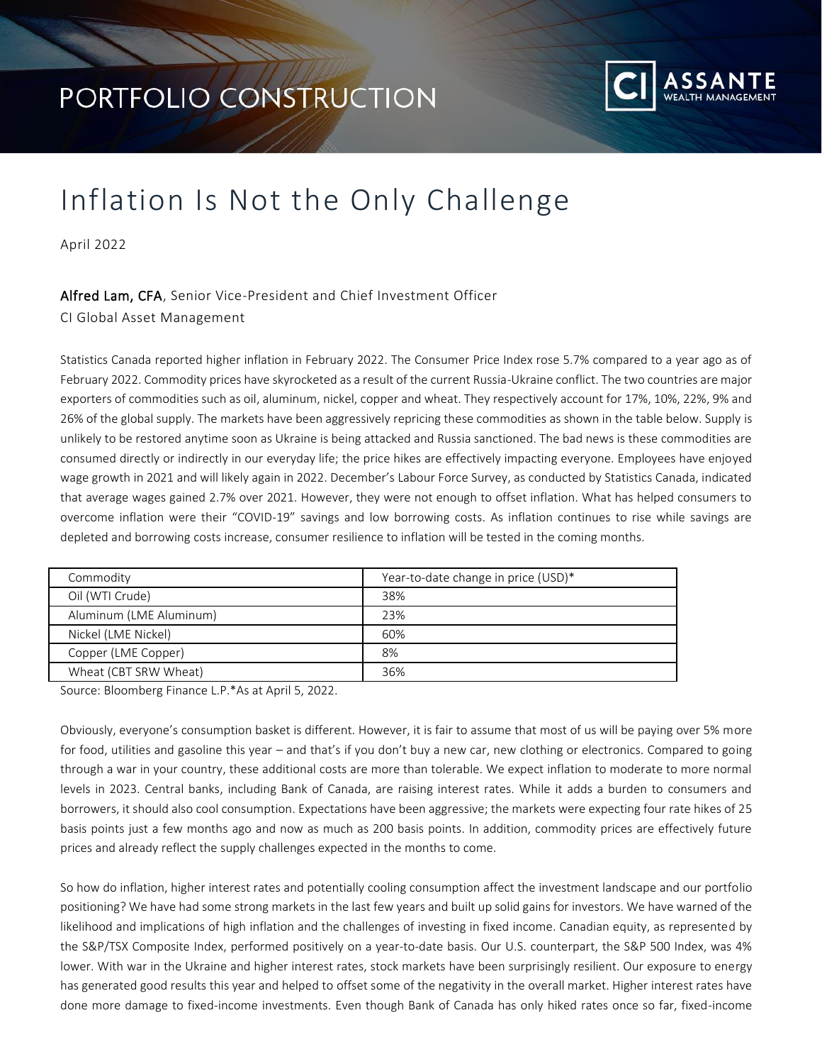PORTFOLIO CONSTRUCTION

# Inflation Is Not the Only Challenge

April 2022

**Alfred Lam, CFA**, Senior Vice-President and Chief Investment Officer
CI Global Asset Management

Statistics Canada reported higher inflation in February 2022. The Consumer Price Index rose 5.7% compared to a year ago as of February 2022. Commodity prices have skyrocketed as a result of the current Russia-Ukraine conflict. The two countries are major exporters of commodities such as oil, aluminum, nickel, copper and wheat. They respectively account for 17%, 10%, 22%, 9% and 26% of the global supply. The markets have been aggressively repricing these commodities as shown in the table below. Supply is unlikely to be restored anytime soon as Ukraine is being attacked and Russia sanctioned. The bad news is these commodities are consumed directly or indirectly in our everyday life; the price hikes are effectively impacting everyone. Employees have enjoyed wage growth in 2021 and will likely again in 2022. December's Labour Force Survey, as conducted by Statistics Canada, indicated that average wages gained 2.7% over 2021. However, they were not enough to offset inflation. What has helped consumers to overcome inflation were their "COVID-19" savings and low borrowing costs. As inflation continues to rise while savings are depleted and borrowing costs increase, consumer resilience to inflation will be tested in the coming months.

| Commodity | Year-to-date change in price (USD)* |
| --- | --- |
| Oil (WTI Crude) | 38% |
| Aluminum (LME Aluminum) | 23% |
| Nickel (LME Nickel) | 60% |
| Copper (LME Copper) | 8% |
| Wheat (CBT SRW Wheat) | 36% |

Source: Bloomberg Finance L.P.*As at April 5, 2022.

Obviously, everyone's consumption basket is different. However, it is fair to assume that most of us will be paying over 5% more for food, utilities and gasoline this year – and that's if you don't buy a new car, new clothing or electronics. Compared to going through a war in your country, these additional costs are more than tolerable. We expect inflation to moderate to more normal levels in 2023. Central banks, including Bank of Canada, are raising interest rates. While it adds a burden to consumers and borrowers, it should also cool consumption. Expectations have been aggressive; the markets were expecting four rate hikes of 25 basis points just a few months ago and now as much as 200 basis points. In addition, commodity prices are effectively future prices and already reflect the supply challenges expected in the months to come.

So how do inflation, higher interest rates and potentially cooling consumption affect the investment landscape and our portfolio positioning? We have had some strong markets in the last few years and built up solid gains for investors. We have warned of the likelihood and implications of high inflation and the challenges of investing in fixed income. Canadian equity, as represented by the S&P/TSX Composite Index, performed positively on a year-to-date basis. Our U.S. counterpart, the S&P 500 Index, was 4% lower. With war in the Ukraine and higher interest rates, stock markets have been surprisingly resilient. Our exposure to energy has generated good results this year and helped to offset some of the negativity in the overall market. Higher interest rates have done more damage to fixed-income investments. Even though Bank of Canada has only hiked rates once so far, fixed-income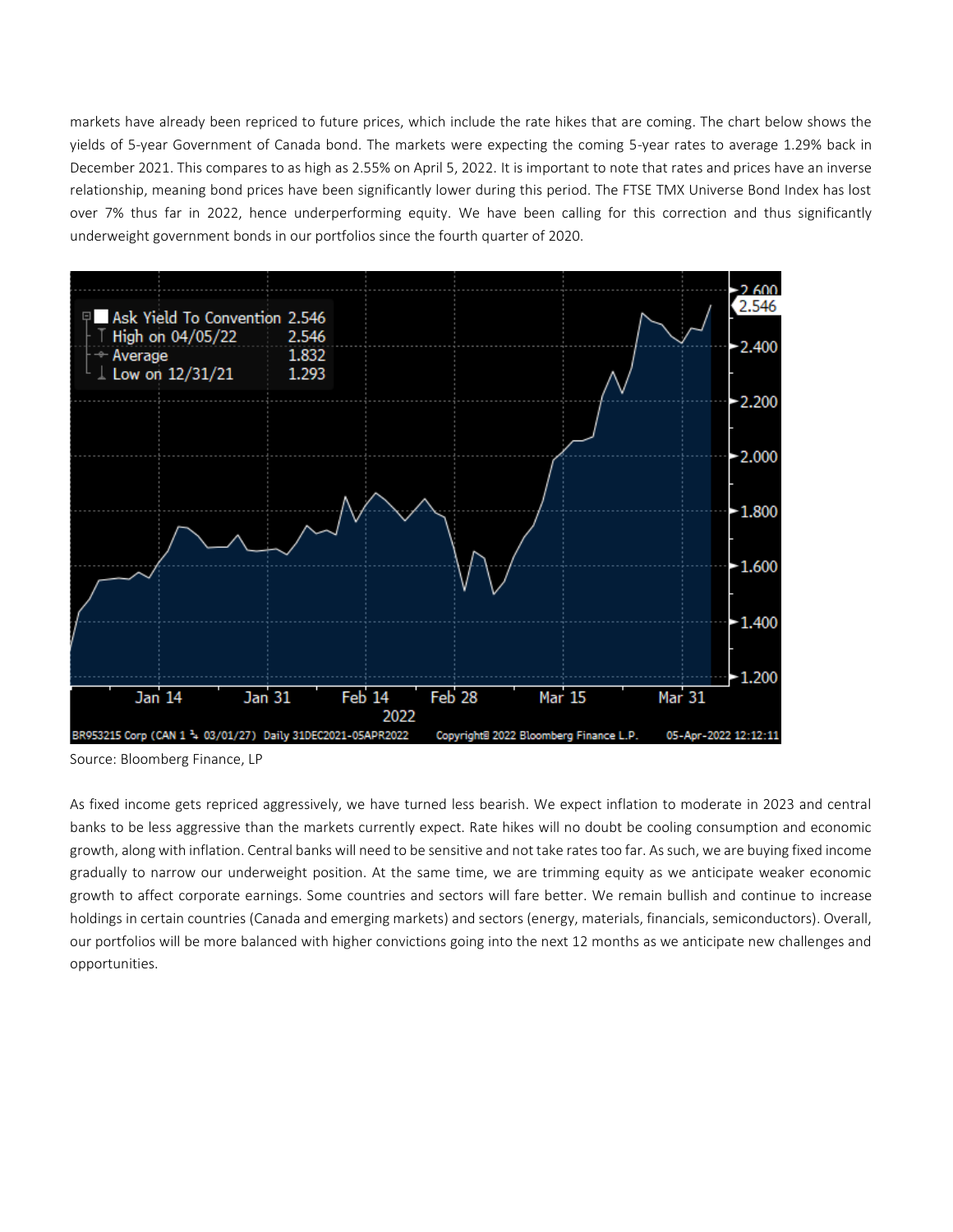markets have already been repriced to future prices, which include the rate hikes that are coming. The chart below shows the yields of 5-year Government of Canada bond. The markets were expecting the coming 5-year rates to average 1.29% back in December 2021. This compares to as high as 2.55% on April 5, 2022. It is important to note that rates and prices have an inverse relationship, meaning bond prices have been significantly lower during this period. The FTSE TMX Universe Bond Index has lost over 7% thus far in 2022, hence underperforming equity. We have been calling for this correction and thus significantly underweight government bonds in our portfolios since the fourth quarter of 2020.

Source: Bloomberg Finance, LP

As fixed income gets repriced aggressively, we have turned less bearish. We expect inflation to moderate in 2023 and central banks to be less aggressive than the markets currently expect. Rate hikes will no doubt be cooling consumption and economic growth, along with inflation. Central banks will need to be sensitive and not take rates too far. As such, we are buying fixed income gradually to narrow our underweight position. At the same time, we are trimming equity as we anticipate weaker economic growth to affect corporate earnings. Some countries and sectors will fare better. We remain bullish and continue to increase holdings in certain countries (Canada and emerging markets) and sectors (energy, materials, financials, semiconductors). Overall, our portfolios will be more balanced with higher convictions going into the next 12 months as we anticipate new challenges and opportunities.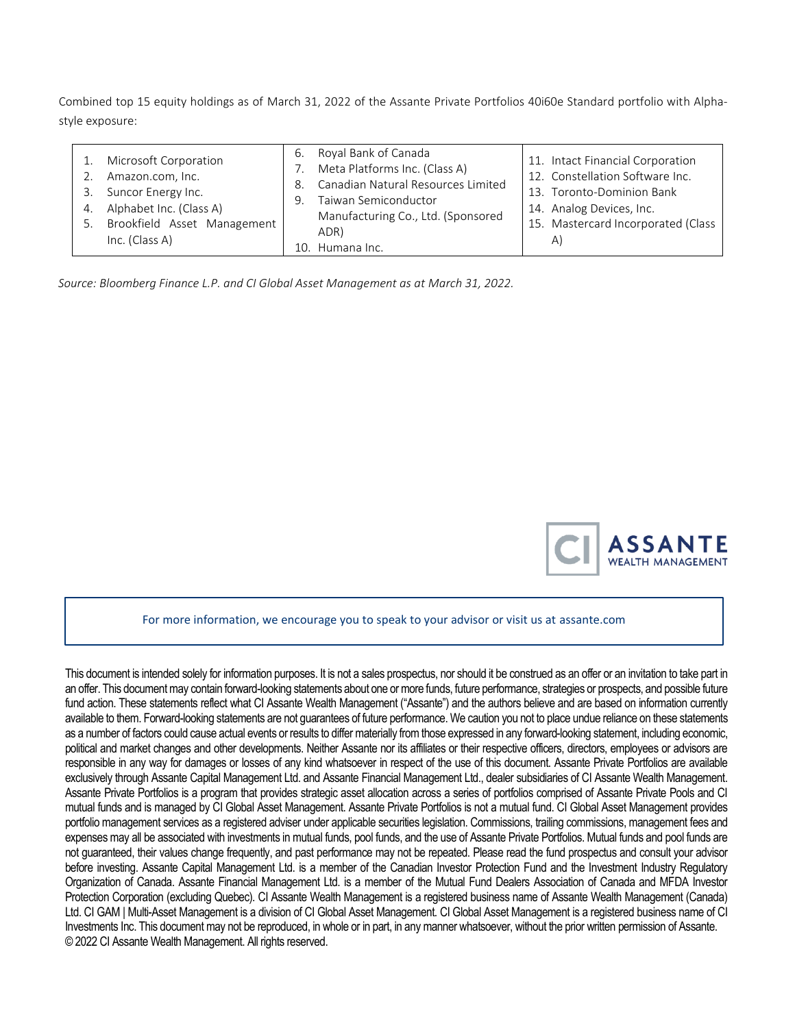Combined top 15 equity holdings as of March 31, 2022 of the Assante Private Portfolios 40i60e Standard portfolio with Alpha-style exposure:

| | | |
|---|---|---|
| 1. Microsoft Corporation<br>2. Amazon.com, Inc.<br>3. Suncor Energy Inc.<br>4. Alphabet Inc. (Class A)<br>5. Brookfield Asset Management Inc. (Class A) | 6. Royal Bank of Canada<br>7. Meta Platforms Inc. (Class A)<br>8. Canadian Natural Resources Limited<br>9. Taiwan Semiconductor Manufacturing Co., Ltd. (Sponsored ADR)<br>10. Humana Inc. | 11. Intact Financial Corporation<br>12. Constellation Software Inc.<br>13. Toronto-Dominion Bank<br>14. Analog Devices, Inc.<br>15. Mastercard Incorporated (Class A) |

*Source: Bloomberg Finance L.P. and CI Global Asset Management as at March 31, 2022.*

CI ASSANTE WEALTH MANAGEMENT

For more information, we encourage you to speak to your advisor or visit us at assante.com

This document is intended solely for information purposes. It is not a sales prospectus, nor should it be construed as an offer or an invitation to take part in an offer. This document may contain forward-looking statements about one or more funds, future performance, strategies or prospects, and possible future fund action. These statements reflect what CI Assante Wealth Management ("Assante") and the authors believe and are based on information currently available to them. Forward-looking statements are not guarantees of future performance. We caution you not to place undue reliance on these statements as a number of factors could cause actual events or results to differ materially from those expressed in any forward-looking statement, including economic, political and market changes and other developments. Neither Assante nor its affiliates or their respective officers, directors, employees or advisors are responsible in any way for damages or losses of any kind whatsoever in respect of the use of this document. Assante Private Portfolios are available exclusively through Assante Capital Management Ltd. and Assante Financial Management Ltd., dealer subsidiaries of CI Assante Wealth Management. Assante Private Portfolios is a program that provides strategic asset allocation across a series of portfolios comprised of Assante Private Pools and CI mutual funds and is managed by CI Global Asset Management. Assante Private Portfolios is not a mutual fund. CI Global Asset Management provides portfolio management services as a registered adviser under applicable securities legislation. Commissions, trailing commissions, management fees and expenses may all be associated with investments in mutual funds, pool funds, and the use of Assante Private Portfolios. Mutual funds and pool funds are not guaranteed, their values change frequently, and past performance may not be repeated. Please read the fund prospectus and consult your advisor before investing. Assante Capital Management Ltd. is a member of the Canadian Investor Protection Fund and the Investment Industry Regulatory Organization of Canada. Assante Financial Management Ltd. is a member of the Mutual Fund Dealers Association of Canada and MFDA Investor Protection Corporation (excluding Quebec). CI Assante Wealth Management is a registered business name of Assante Wealth Management (Canada) Ltd. CI GAM | Multi-Asset Management is a division of CI Global Asset Management. CI Global Asset Management is a registered business name of CI Investments Inc. This document may not be reproduced, in whole or in part, in any manner whatsoever, without the prior written permission of Assante.
© 2022 CI Assante Wealth Management. All rights reserved.